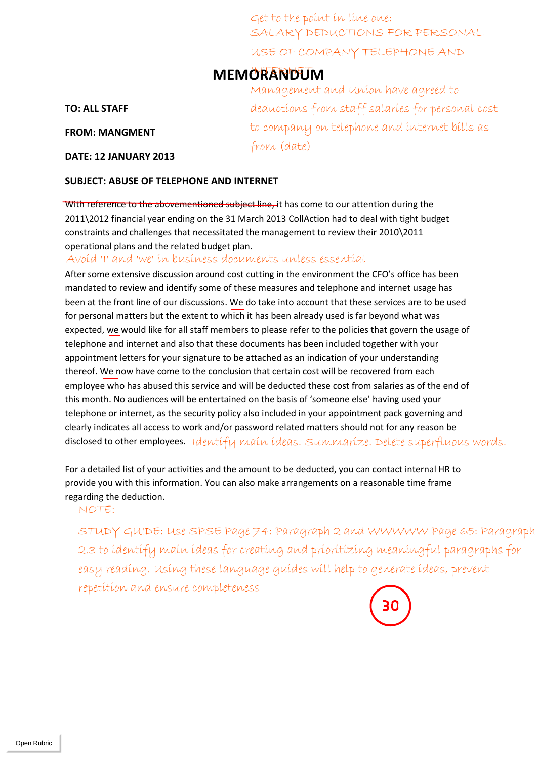Get to the point in line one: SALARY DEDUCTIONS FOR PERSONAL USE OF COMPANY TELEPHONE AND INTERNET

# MEMORANDUM

Management and Union have agreed to deductions from staff salaries for personal cost to company on telephone and internet bills as from (date)

**TO: ALL STAFF**

**FROM: MANGMENT**

**DATE: 12 JANUARY 2013**

**SUBJECT: ABUSE OF TELEPHONE AND INTERNET**

~~With reference to the abovementioned subject line,~~ it has come to our attention during the 2011\2012 financial year ending on the 31 March 2013 CollAction had to deal with tight budget constraints and challenges that necessitated the management to review their 2010\2011 operational plans and the related budget plan.

Avoid 'I' and 'we' in business documents unless essential

After some extensive discussion around cost cutting in the environment the CFO's office has been mandated to review and identify some of these measures and telephone and internet usage has been at the front line of our discussions. We do take into account that these services are to be used for personal matters but the extent to which it has been already used is far beyond what was expected, we would like for all staff members to please refer to the policies that govern the usage of telephone and internet and also that these documents has been included together with your appointment letters for your signature to be attached as an indication of your understanding thereof. We now have come to the conclusion that certain cost will be recovered from each employee who has abused this service and will be deducted these cost from salaries as of the end of this month. No audiences will be entertained on the basis of 'someone else' having used your telephone or internet, as the security policy also included in your appointment pack governing and clearly indicates all access to work and/or password related matters should not for any reason be disclosed to other employees. Identify main ideas. Summarize. Delete superfluous words.

For a detailed list of your activities and the amount to be deducted, you can contact internal HR to provide you with this information. You can also make arrangements on a reasonable time frame regarding the deduction.

NOTE:

STUDY GUIDE: Use SPSE Page 74: Paragraph 2 and WWWWW Page 65: Paragraph 2.3 to identify main ideas for creating and prioritizing meaningful paragraphs for easy reading. Using these language guides will help to generate ideas, prevent repetition and ensure completeness

30

Open Rubric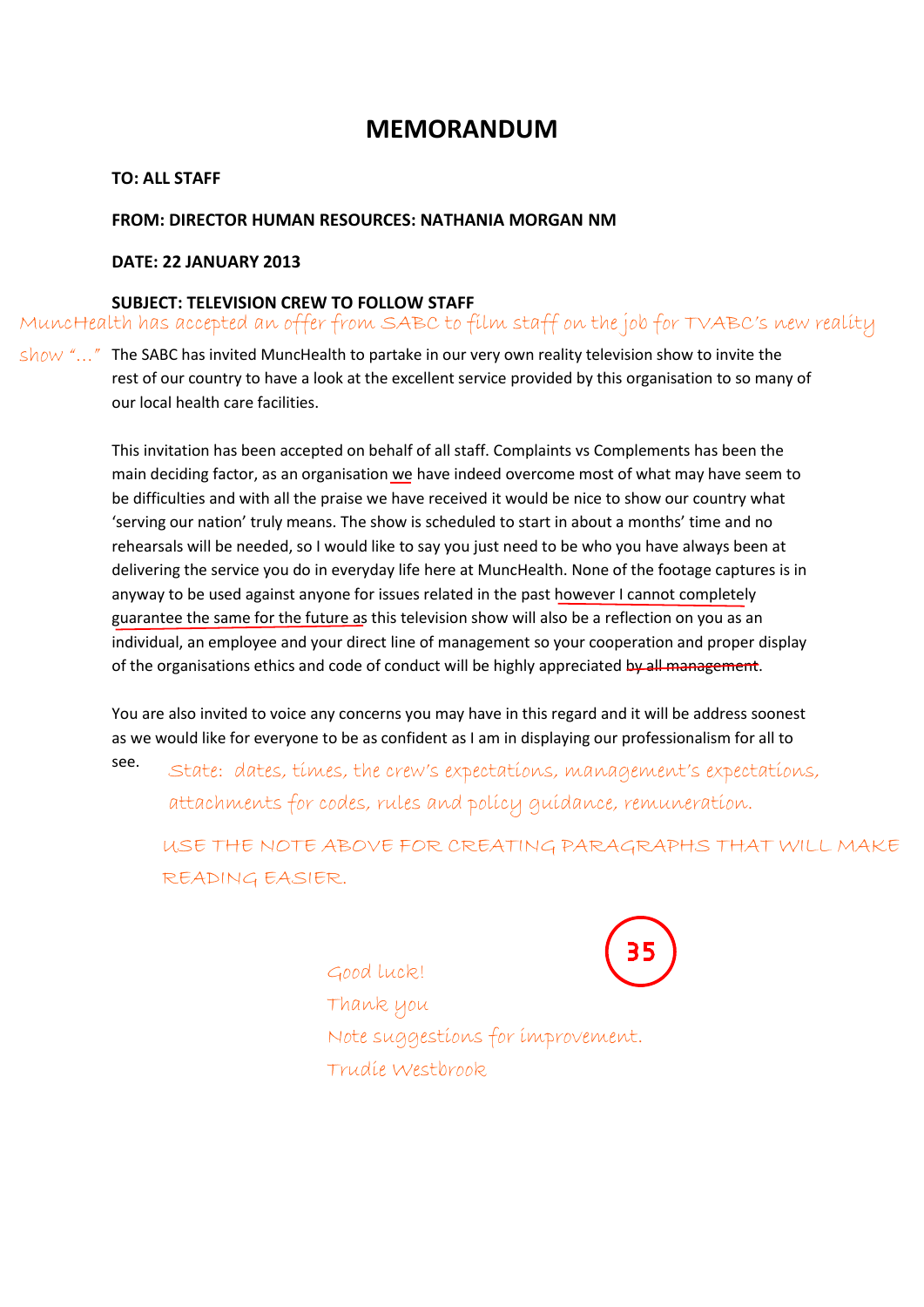# MEMORANDUM

**TO: ALL STAFF**

**FROM: DIRECTOR HUMAN RESOURCES: NATHANIA MORGAN NM**

**DATE: 22 JANUARY 2013**

**SUBJECT: TELEVISION CREW TO FOLLOW STAFF**

MuncHealth has accepted an offer from SABC to film staff on the job for TVABC's new reality show "..."

The SABC has invited MuncHealth to partake in our very own reality television show to invite the rest of our country to have a look at the excellent service provided by this organisation to so many of our local health care facilities.

This invitation has been accepted on behalf of all staff. Complaints vs Complements has been the main deciding factor, as an organisation we have indeed overcome most of what may have seem to be difficulties and with all the praise we have received it would be nice to show our country what 'serving our nation' truly means. The show is scheduled to start in about a months' time and no rehearsals will be needed, so I would like to say you just need to be who you have always been at delivering the service you do in everyday life here at MuncHealth. None of the footage captures is in anyway to be used against anyone for issues related in the past however I cannot completely guarantee the same for the future as this television show will also be a reflection on you as an individual, an employee and your direct line of management so your cooperation and proper display of the organisations ethics and code of conduct will be highly appreciated ~~by all management~~.

You are also invited to voice any concerns you may have in this regard and it will be address soonest as we would like for everyone to be as confident as I am in displaying our professionalism for all to see.

State: dates, times, the crew's expectations, management's expectations, attachments for codes, rules and policy guidance, remuneration.

USE THE NOTE ABOVE FOR CREATING PARAGRAPHS THAT WILL MAKE READING EASIER.

35

Good luck!

Thank you

Note suggestions for improvement.

Trudie Westbrook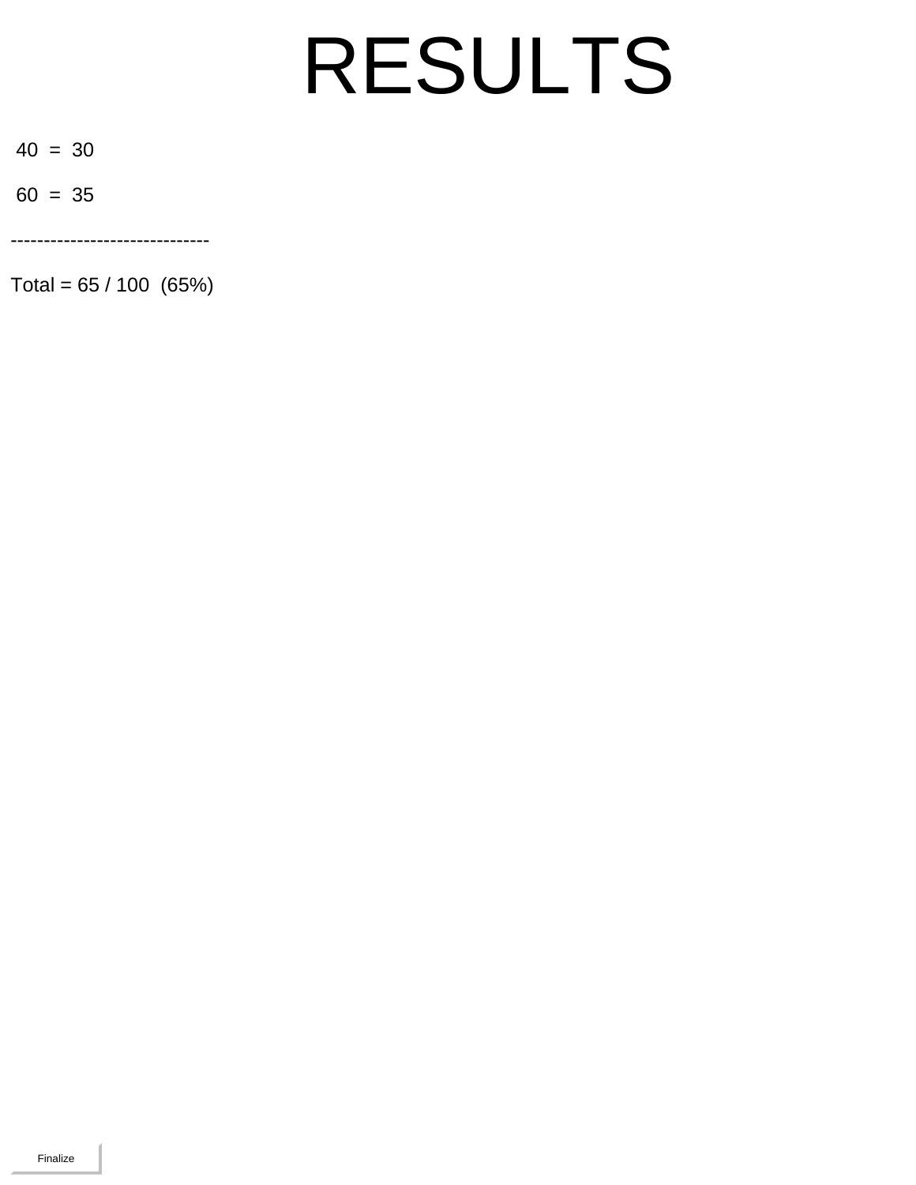# RESULTS

40 = 30

60 = 35

------------------------------

Total = 65 / 100 (65%)

Finalize